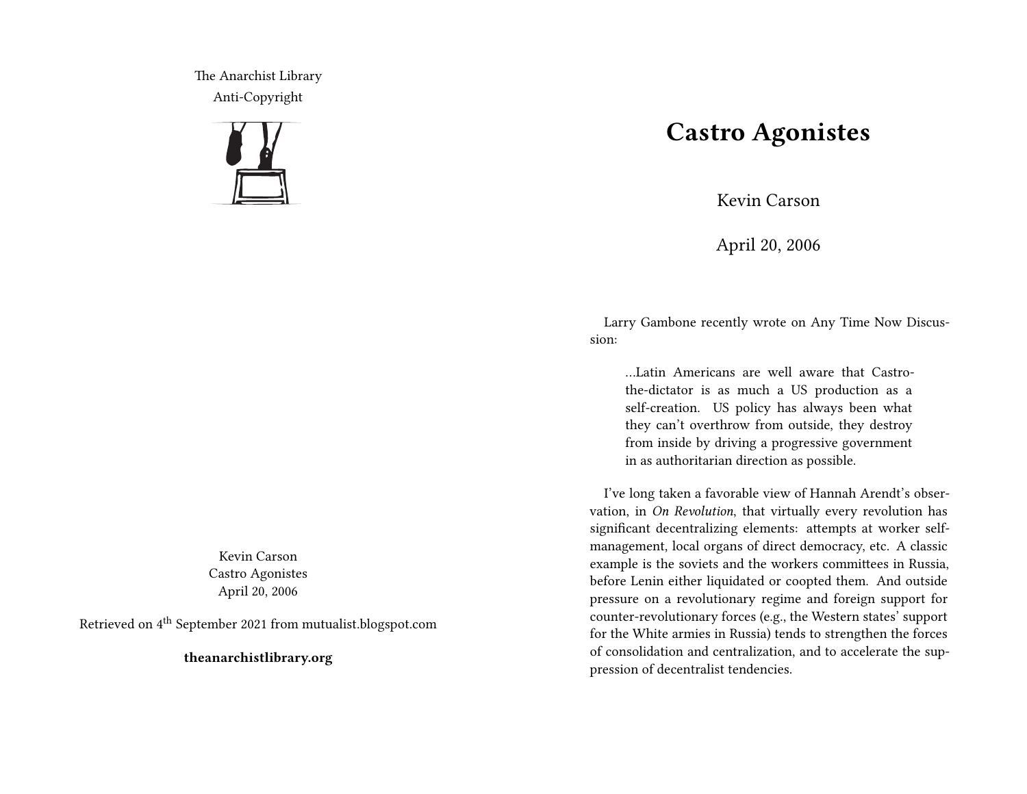The Anarchist Library
Anti-Copyright

Kevin Carson
Castro Agonistes
April 20, 2006

Retrieved on 4th September 2021 from mutualist.blogspot.com

**theanarchistlibrary.org**

# Castro Agonistes

Kevin Carson

April 20, 2006

Larry Gambone recently wrote on Any Time Now Discussion:

> …Latin Americans are well aware that Castro-the-dictator is as much a US production as a self-creation. US policy has always been what they can't overthrow from outside, they destroy from inside by driving a progressive government in as authoritarian direction as possible.

I've long taken a favorable view of Hannah Arendt's observation, in *On Revolution*, that virtually every revolution has significant decentralizing elements: attempts at worker self-management, local organs of direct democracy, etc. A classic example is the soviets and the workers committees in Russia, before Lenin either liquidated or coopted them. And outside pressure on a revolutionary regime and foreign support for counter-revolutionary forces (e.g., the Western states' support for the White armies in Russia) tends to strengthen the forces of consolidation and centralization, and to accelerate the suppression of decentralist tendencies.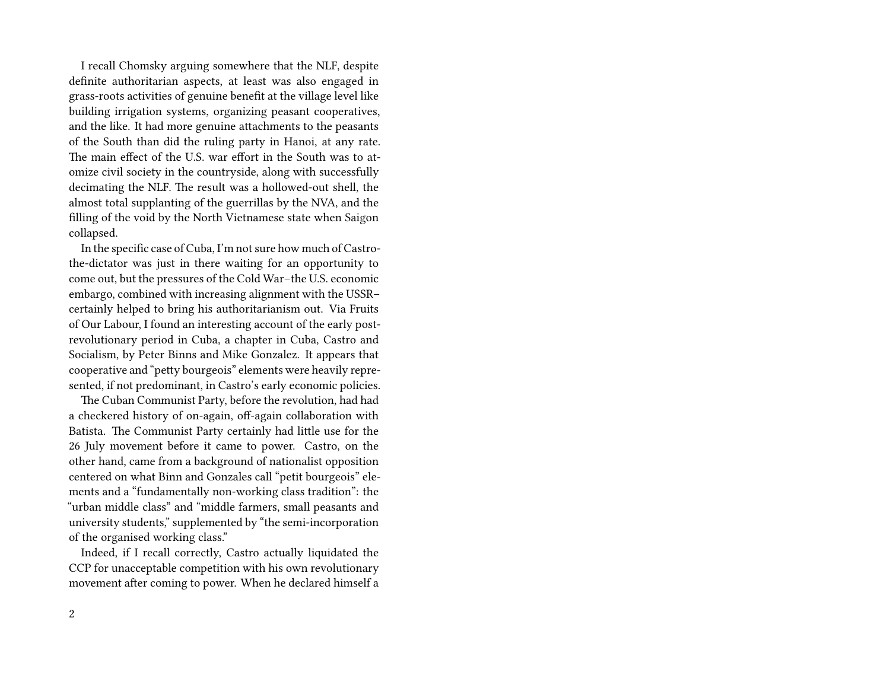I recall Chomsky arguing somewhere that the NLF, despite definite authoritarian aspects, at least was also engaged in grass-roots activities of genuine benefit at the village level like building irrigation systems, organizing peasant cooperatives, and the like. It had more genuine attachments to the peasants of the South than did the ruling party in Hanoi, at any rate. The main effect of the U.S. war effort in the South was to atomize civil society in the countryside, along with successfully decimating the NLF. The result was a hollowed-out shell, the almost total supplanting of the guerrillas by the NVA, and the filling of the void by the North Vietnamese state when Saigon collapsed.

In the specific case of Cuba, I'm not sure how much of Castro-the-dictator was just in there waiting for an opportunity to come out, but the pressures of the Cold War–the U.S. economic embargo, combined with increasing alignment with the USSR–certainly helped to bring his authoritarianism out. Via Fruits of Our Labour, I found an interesting account of the early post-revolutionary period in Cuba, a chapter in Cuba, Castro and Socialism, by Peter Binns and Mike Gonzalez. It appears that cooperative and "petty bourgeois" elements were heavily represented, if not predominant, in Castro's early economic policies.

The Cuban Communist Party, before the revolution, had had a checkered history of on-again, off-again collaboration with Batista. The Communist Party certainly had little use for the 26 July movement before it came to power. Castro, on the other hand, came from a background of nationalist opposition centered on what Binn and Gonzales call "petit bourgeois" elements and a "fundamentally non-working class tradition": the "urban middle class" and "middle farmers, small peasants and university students," supplemented by "the semi-incorporation of the organised working class."

Indeed, if I recall correctly, Castro actually liquidated the CCP for unacceptable competition with his own revolutionary movement after coming to power. When he declared himself a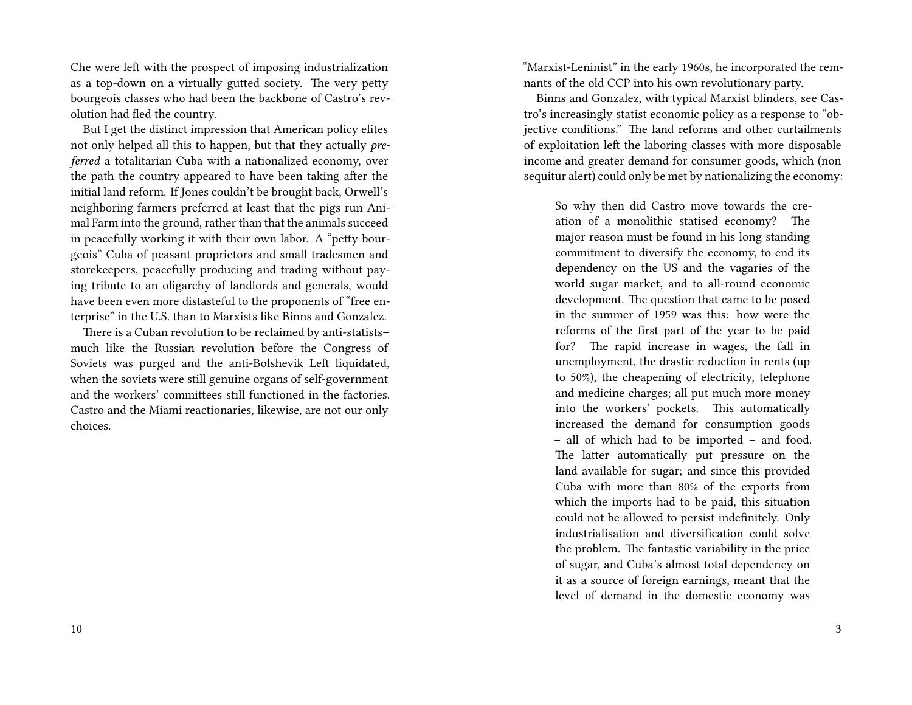Che were left with the prospect of imposing industrialization as a top-down on a virtually gutted society. The very petty bourgeois classes who had been the backbone of Castro's revolution had fled the country.

But I get the distinct impression that American policy elites not only helped all this to happen, but that they actually *preferred* a totalitarian Cuba with a nationalized economy, over the path the country appeared to have been taking after the initial land reform. If Jones couldn't be brought back, Orwell's neighboring farmers preferred at least that the pigs run Animal Farm into the ground, rather than that the animals succeed in peacefully working it with their own labor. A "petty bourgeois" Cuba of peasant proprietors and small tradesmen and storekeepers, peacefully producing and trading without paying tribute to an oligarchy of landlords and generals, would have been even more distasteful to the proponents of "free enterprise" in the U.S. than to Marxists like Binns and Gonzalez.

There is a Cuban revolution to be reclaimed by anti-statists–much like the Russian revolution before the Congress of Soviets was purged and the anti-Bolshevik Left liquidated, when the soviets were still genuine organs of self-government and the workers' committees still functioned in the factories. Castro and the Miami reactionaries, likewise, are not our only choices.

"Marxist-Leninist" in the early 1960s, he incorporated the remnants of the old CCP into his own revolutionary party.

Binns and Gonzalez, with typical Marxist blinders, see Castro's increasingly statist economic policy as a response to "objective conditions." The land reforms and other curtailments of exploitation left the laboring classes with more disposable income and greater demand for consumer goods, which (non sequitur alert) could only be met by nationalizing the economy:

> So why then did Castro move towards the creation of a monolithic statised economy? The major reason must be found in his long standing commitment to diversify the economy, to end its dependency on the US and the vagaries of the world sugar market, and to all-round economic development. The question that came to be posed in the summer of 1959 was this: how were the reforms of the first part of the year to be paid for? The rapid increase in wages, the fall in unemployment, the drastic reduction in rents (up to 50%), the cheapening of electricity, telephone and medicine charges; all put much more money into the workers' pockets. This automatically increased the demand for consumption goods – all of which had to be imported – and food. The latter automatically put pressure on the land available for sugar; and since this provided Cuba with more than 80% of the exports from which the imports had to be paid, this situation could not be allowed to persist indefinitely. Only industrialisation and diversification could solve the problem. The fantastic variability in the price of sugar, and Cuba's almost total dependency on it as a source of foreign earnings, meant that the level of demand in the domestic economy was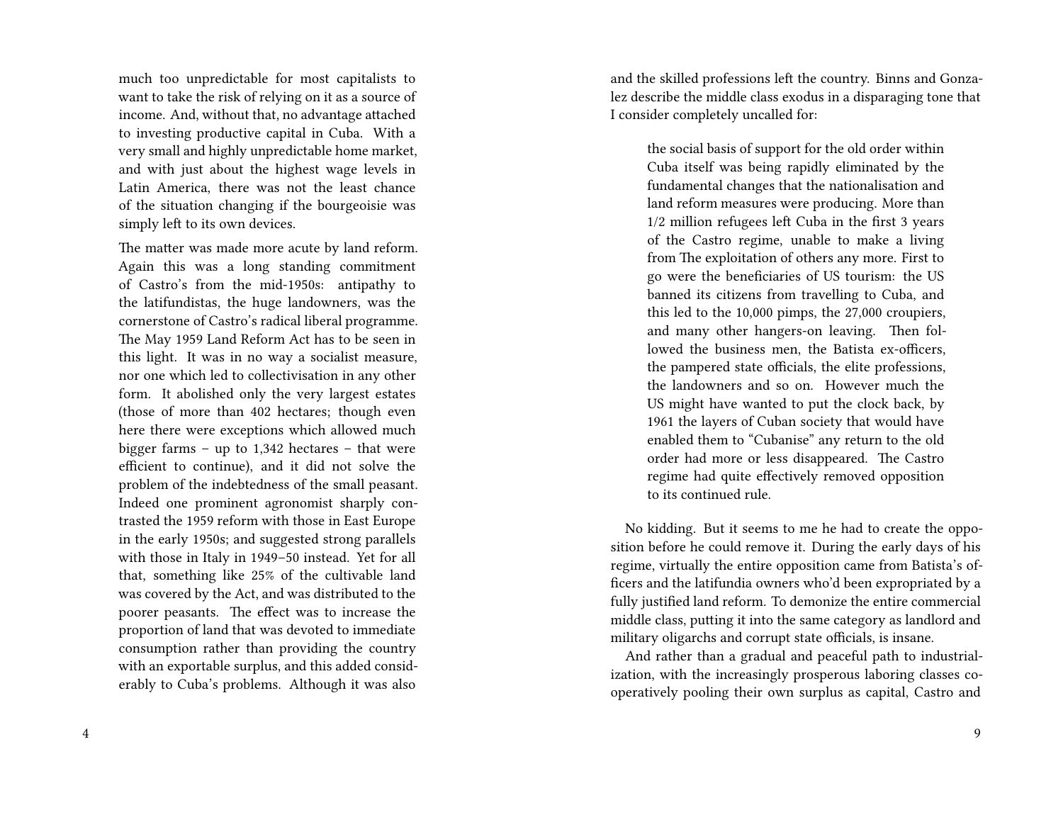much too unpredictable for most capitalists to want to take the risk of relying on it as a source of income. And, without that, no advantage attached to investing productive capital in Cuba. With a very small and highly unpredictable home market, and with just about the highest wage levels in Latin America, there was not the least chance of the situation changing if the bourgeoisie was simply left to its own devices.

The matter was made more acute by land reform. Again this was a long standing commitment of Castro's from the mid-1950s: antipathy to the latifundistas, the huge landowners, was the cornerstone of Castro's radical liberal programme. The May 1959 Land Reform Act has to be seen in this light. It was in no way a socialist measure, nor one which led to collectivisation in any other form. It abolished only the very largest estates (those of more than 402 hectares; though even here there were exceptions which allowed much bigger farms – up to 1,342 hectares – that were efficient to continue), and it did not solve the problem of the indebtedness of the small peasant. Indeed one prominent agronomist sharply contrasted the 1959 reform with those in East Europe in the early 1950s; and suggested strong parallels with those in Italy in 1949–50 instead. Yet for all that, something like 25% of the cultivable land was covered by the Act, and was distributed to the poorer peasants. The effect was to increase the proportion of land that was devoted to immediate consumption rather than providing the country with an exportable surplus, and this added considerably to Cuba's problems. Although it was also

and the skilled professions left the country. Binns and Gonzalez describe the middle class exodus in a disparaging tone that I consider completely uncalled for:

> the social basis of support for the old order within Cuba itself was being rapidly eliminated by the fundamental changes that the nationalisation and land reform measures were producing. More than 1/2 million refugees left Cuba in the first 3 years of the Castro regime, unable to make a living from The exploitation of others any more. First to go were the beneficiaries of US tourism: the US banned its citizens from travelling to Cuba, and this led to the 10,000 pimps, the 27,000 croupiers, and many other hangers-on leaving. Then followed the business men, the Batista ex-officers, the pampered state officials, the elite professions, the landowners and so on. However much the US might have wanted to put the clock back, by 1961 the layers of Cuban society that would have enabled them to "Cubanise" any return to the old order had more or less disappeared. The Castro regime had quite effectively removed opposition to its continued rule.

No kidding. But it seems to me he had to create the opposition before he could remove it. During the early days of his regime, virtually the entire opposition came from Batista's officers and the latifundia owners who'd been expropriated by a fully justified land reform. To demonize the entire commercial middle class, putting it into the same category as landlord and military oligarchs and corrupt state officials, is insane.

And rather than a gradual and peaceful path to industrialization, with the increasingly prosperous laboring classes cooperatively pooling their own surplus as capital, Castro and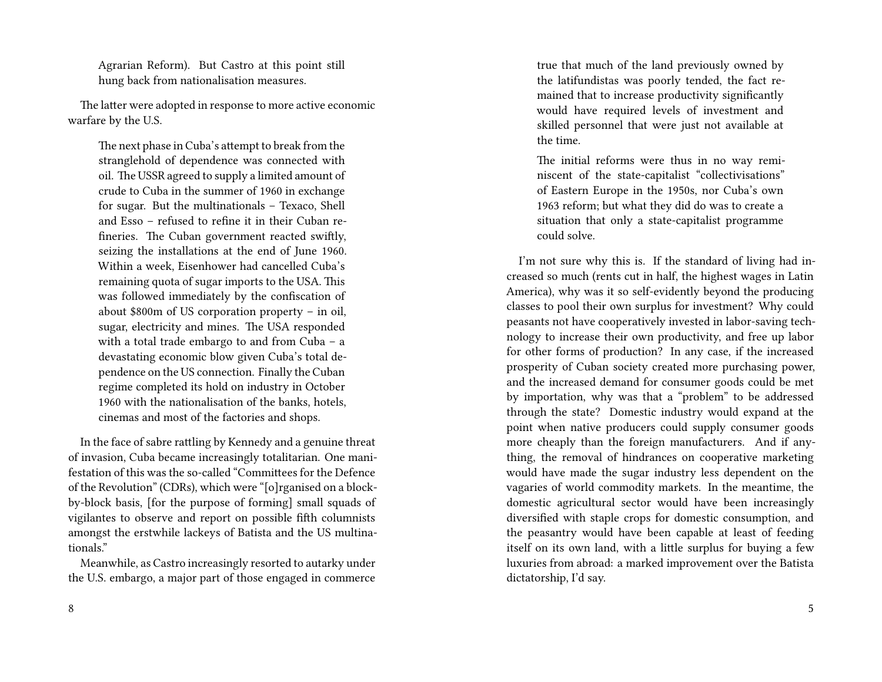> Agrarian Reform). But Castro at this point still hung back from nationalisation measures.

The latter were adopted in response to more active economic warfare by the U.S.

> The next phase in Cuba's attempt to break from the stranglehold of dependence was connected with oil. The USSR agreed to supply a limited amount of crude to Cuba in the summer of 1960 in exchange for sugar. But the multinationals – Texaco, Shell and Esso – refused to refine it in their Cuban refineries. The Cuban government reacted swiftly, seizing the installations at the end of June 1960. Within a week, Eisenhower had cancelled Cuba's remaining quota of sugar imports to the USA. This was followed immediately by the confiscation of about $800m of US corporation property – in oil, sugar, electricity and mines. The USA responded with a total trade embargo to and from Cuba – a devastating economic blow given Cuba's total dependence on the US connection. Finally the Cuban regime completed its hold on industry in October 1960 with the nationalisation of the banks, hotels, cinemas and most of the factories and shops.

In the face of sabre rattling by Kennedy and a genuine threat of invasion, Cuba became increasingly totalitarian. One manifestation of this was the so-called "Committees for the Defence of the Revolution" (CDRs), which were "[o]rganised on a block-by-block basis, [for the purpose of forming] small squads of vigilantes to observe and report on possible fifth columnists amongst the erstwhile lackeys of Batista and the US multinationals."

Meanwhile, as Castro increasingly resorted to autarky under the U.S. embargo, a major part of those engaged in commerce

> true that much of the land previously owned by the latifundistas was poorly tended, the fact remained that to increase productivity significantly would have required levels of investment and skilled personnel that were just not available at the time.
>
> The initial reforms were thus in no way reminiscent of the state-capitalist "collectivisations" of Eastern Europe in the 1950s, nor Cuba's own 1963 reform; but what they did do was to create a situation that only a state-capitalist programme could solve.

I'm not sure why this is. If the standard of living had increased so much (rents cut in half, the highest wages in Latin America), why was it so self-evidently beyond the producing classes to pool their own surplus for investment? Why could peasants not have cooperatively invested in labor-saving technology to increase their own productivity, and free up labor for other forms of production? In any case, if the increased prosperity of Cuban society created more purchasing power, and the increased demand for consumer goods could be met by importation, why was that a "problem" to be addressed through the state? Domestic industry would expand at the point when native producers could supply consumer goods more cheaply than the foreign manufacturers. And if anything, the removal of hindrances on cooperative marketing would have made the sugar industry less dependent on the vagaries of world commodity markets. In the meantime, the domestic agricultural sector would have been increasingly diversified with staple crops for domestic consumption, and the peasantry would have been capable at least of feeding itself on its own land, with a little surplus for buying a few luxuries from abroad: a marked improvement over the Batista dictatorship, I'd say.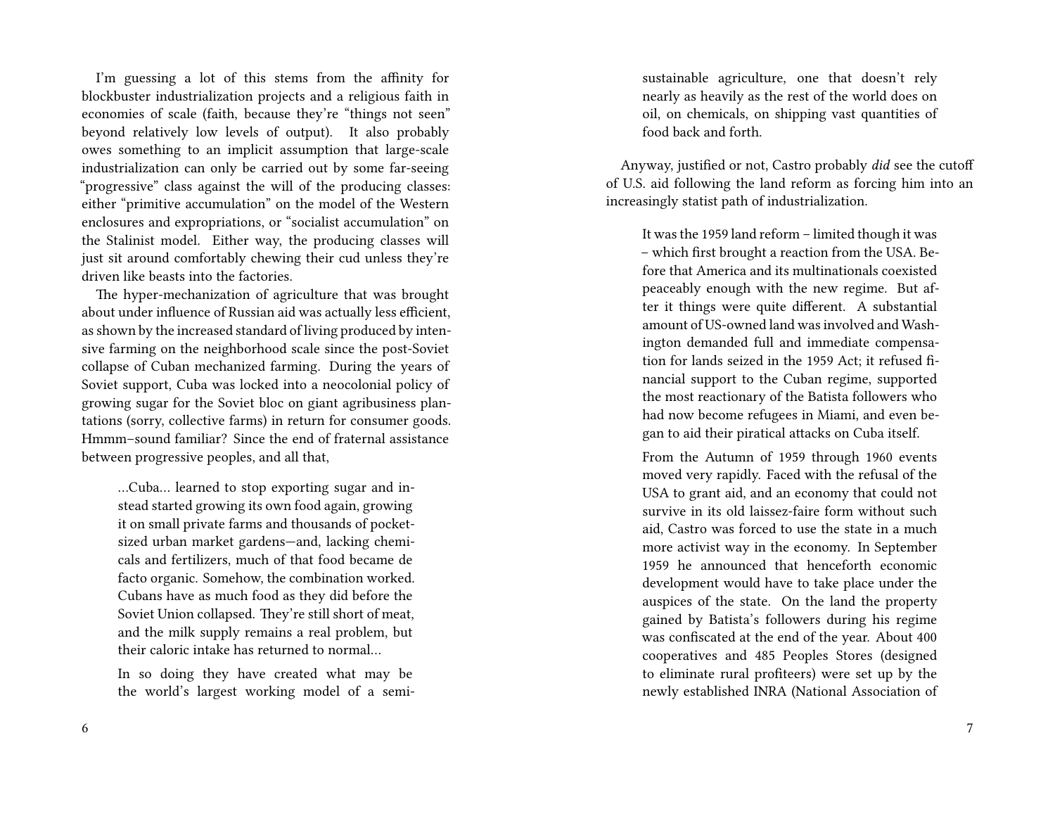I'm guessing a lot of this stems from the affinity for blockbuster industrialization projects and a religious faith in economies of scale (faith, because they're "things not seen" beyond relatively low levels of output). It also probably owes something to an implicit assumption that large-scale industrialization can only be carried out by some far-seeing "progressive" class against the will of the producing classes: either "primitive accumulation" on the model of the Western enclosures and expropriations, or "socialist accumulation" on the Stalinist model. Either way, the producing classes will just sit around comfortably chewing their cud unless they're driven like beasts into the factories.

The hyper-mechanization of agriculture that was brought about under influence of Russian aid was actually less efficient, as shown by the increased standard of living produced by intensive farming on the neighborhood scale since the post-Soviet collapse of Cuban mechanized farming. During the years of Soviet support, Cuba was locked into a neocolonial policy of growing sugar for the Soviet bloc on giant agribusiness plantations (sorry, collective farms) in return for consumer goods. Hmmm–sound familiar? Since the end of fraternal assistance between progressive peoples, and all that,

> …Cuba… learned to stop exporting sugar and instead started growing its own food again, growing it on small private farms and thousands of pocket-sized urban market gardens—and, lacking chemicals and fertilizers, much of that food became de facto organic. Somehow, the combination worked. Cubans have as much food as they did before the Soviet Union collapsed. They're still short of meat, and the milk supply remains a real problem, but their caloric intake has returned to normal…
>
> In so doing they have created what may be the world's largest working model of a semi-sustainable agriculture, one that doesn't rely nearly as heavily as the rest of the world does on oil, on chemicals, on shipping vast quantities of food back and forth.

Anyway, justified or not, Castro probably *did* see the cutoff of U.S. aid following the land reform as forcing him into an increasingly statist path of industrialization.

> It was the 1959 land reform – limited though it was – which first brought a reaction from the USA. Before that America and its multinationals coexisted peaceably enough with the new regime. But after it things were quite different. A substantial amount of US-owned land was involved and Washington demanded full and immediate compensation for lands seized in the 1959 Act; it refused financial support to the Cuban regime, supported the most reactionary of the Batista followers who had now become refugees in Miami, and even began to aid their piratical attacks on Cuba itself.
>
> From the Autumn of 1959 through 1960 events moved very rapidly. Faced with the refusal of the USA to grant aid, and an economy that could not survive in its old laissez-faire form without such aid, Castro was forced to use the state in a much more activist way in the economy. In September 1959 he announced that henceforth economic development would have to take place under the auspices of the state. On the land the property gained by Batista's followers during his regime was confiscated at the end of the year. About 400 cooperatives and 485 Peoples Stores (designed to eliminate rural profiteers) were set up by the newly established INRA (National Association of